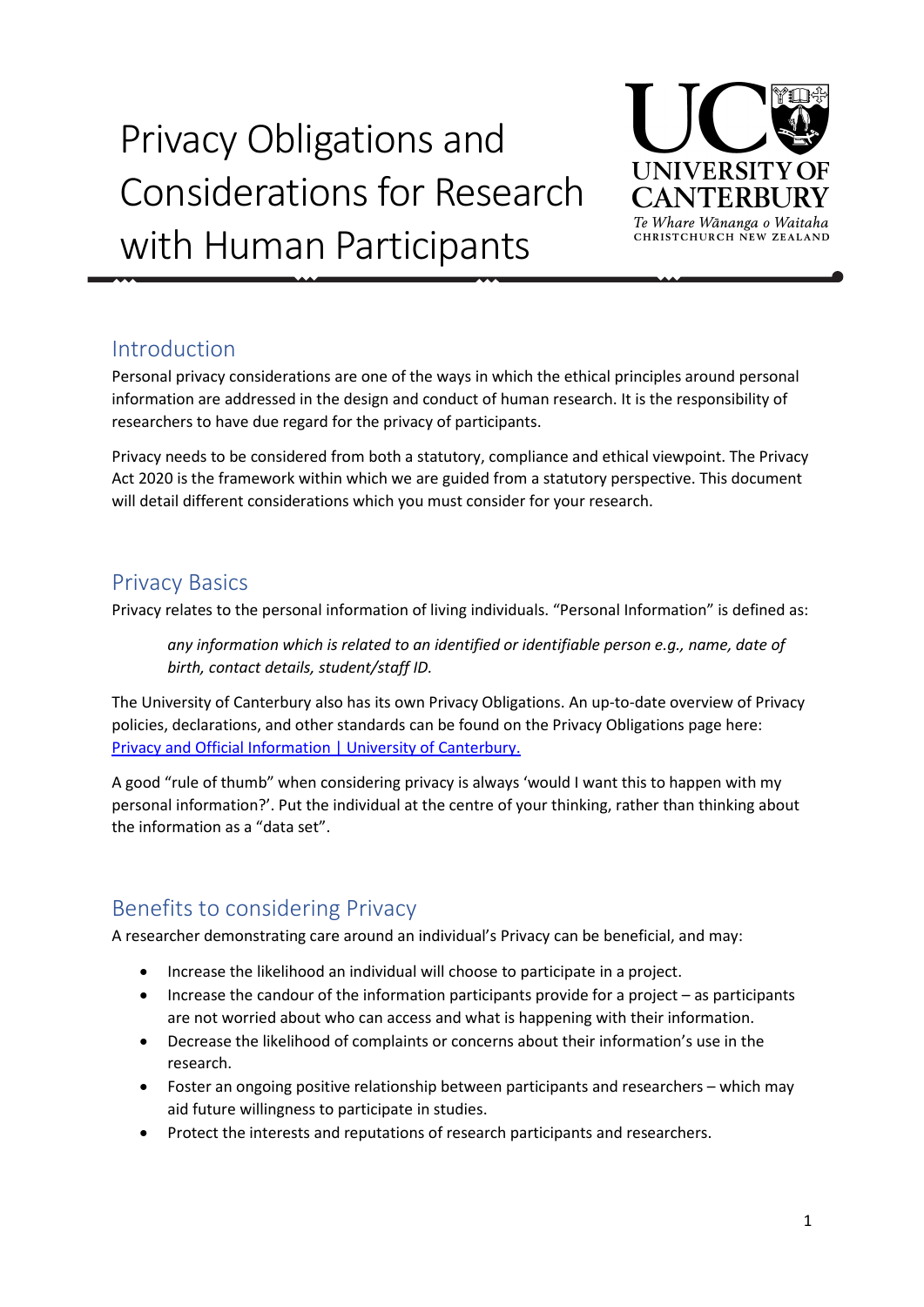# Privacy Obligations and Considerations for Research with Human Participants

## Introduction

Personal privacy considerations are one of the ways in which the ethical principles around personal information are addressed in the design and conduct of human research. It is the responsibility of researchers to have due regard for the privacy of participants.

Privacy needs to be considered from both a statutory, compliance and ethical viewpoint. The Privacy Act 2020 is the framework within which we are guided from a statutory perspective. This document will detail different considerations which you must consider for your research.

## Privacy Basics

Privacy relates to the personal information of living individuals. "Personal Information" is defined as:

> *any information which is related to an identified or identifiable person e.g., name, date of birth, contact details, student/staff ID.*

The University of Canterbury also has its own Privacy Obligations. An up-to-date overview of Privacy policies, declarations, and other standards can be found on the Privacy Obligations page here: [Privacy and Official Information | University of Canterbury.]()

A good "rule of thumb" when considering privacy is always 'would I want this to happen with my personal information?'. Put the individual at the centre of your thinking, rather than thinking about the information as a "data set".

## Benefits to considering Privacy

A researcher demonstrating care around an individual's Privacy can be beneficial, and may:

- Increase the likelihood an individual will choose to participate in a project.
- Increase the candour of the information participants provide for a project – as participants are not worried about who can access and what is happening with their information.
- Decrease the likelihood of complaints or concerns about their information's use in the research.
- Foster an ongoing positive relationship between participants and researchers – which may aid future willingness to participate in studies.
- Protect the interests and reputations of research participants and researchers.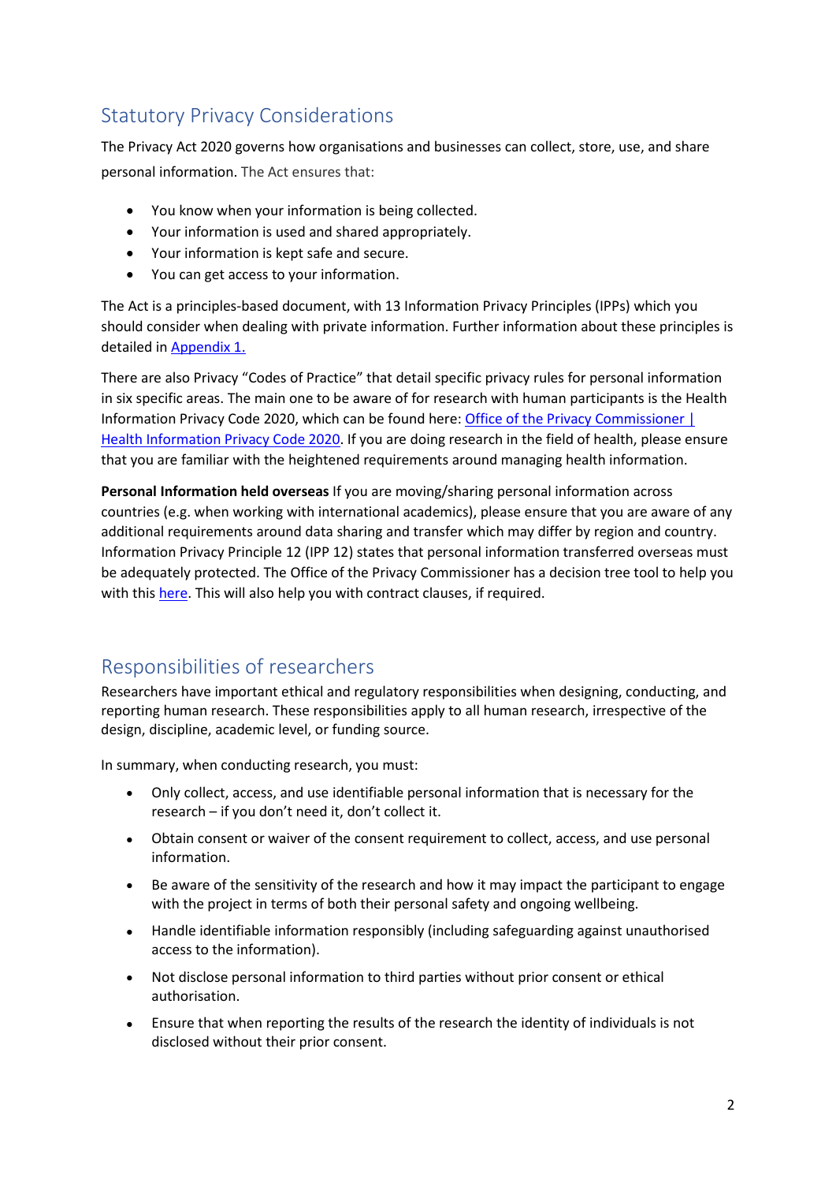## Statutory Privacy Considerations

The Privacy Act 2020 governs how organisations and businesses can collect, store, use, and share personal information. The Act ensures that:

- You know when your information is being collected.
- Your information is used and shared appropriately.
- Your information is kept safe and secure.
- You can get access to your information.

The Act is a principles-based document, with 13 Information Privacy Principles (IPPs) which you should consider when dealing with private information. Further information about these principles is detailed in Appendix 1.

There are also Privacy "Codes of Practice" that detail specific privacy rules for personal information in six specific areas. The main one to be aware of for research with human participants is the Health Information Privacy Code 2020, which can be found here: Office of the Privacy Commissioner | Health Information Privacy Code 2020. If you are doing research in the field of health, please ensure that you are familiar with the heightened requirements around managing health information.

**Personal Information held overseas** If you are moving/sharing personal information across countries (e.g. when working with international academics), please ensure that you are aware of any additional requirements around data sharing and transfer which may differ by region and country. Information Privacy Principle 12 (IPP 12) states that personal information transferred overseas must be adequately protected. The Office of the Privacy Commissioner has a decision tree tool to help you with this here. This will also help you with contract clauses, if required.

## Responsibilities of researchers

Researchers have important ethical and regulatory responsibilities when designing, conducting, and reporting human research. These responsibilities apply to all human research, irrespective of the design, discipline, academic level, or funding source.

In summary, when conducting research, you must:

- Only collect, access, and use identifiable personal information that is necessary for the research – if you don't need it, don't collect it.
- Obtain consent or waiver of the consent requirement to collect, access, and use personal information.
- Be aware of the sensitivity of the research and how it may impact the participant to engage with the project in terms of both their personal safety and ongoing wellbeing.
- Handle identifiable information responsibly (including safeguarding against unauthorised access to the information).
- Not disclose personal information to third parties without prior consent or ethical authorisation.
- Ensure that when reporting the results of the research the identity of individuals is not disclosed without their prior consent.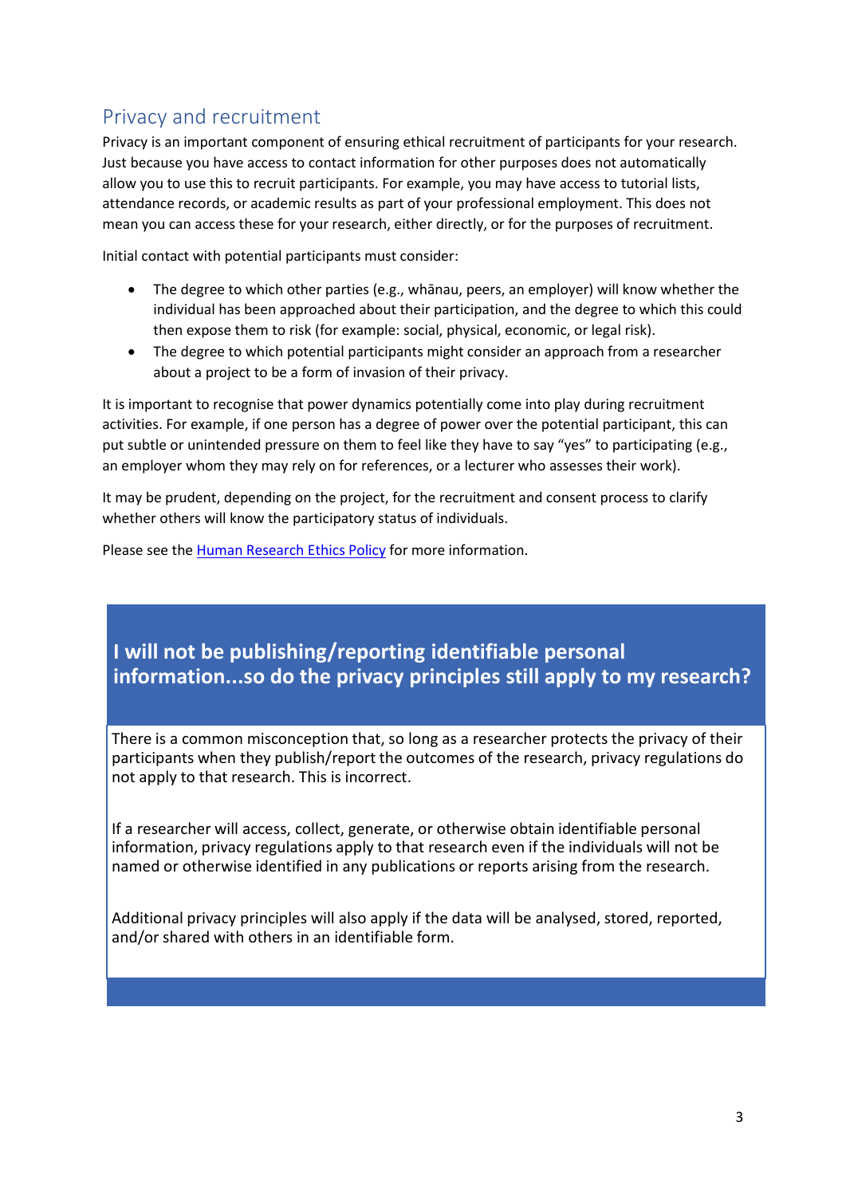## Privacy and recruitment

Privacy is an important component of ensuring ethical recruitment of participants for your research. Just because you have access to contact information for other purposes does not automatically allow you to use this to recruit participants. For example, you may have access to tutorial lists, attendance records, or academic results as part of your professional employment. This does not mean you can access these for your research, either directly, or for the purposes of recruitment.

Initial contact with potential participants must consider:

- The degree to which other parties (e.g., whānau, peers, an employer) will know whether the individual has been approached about their participation, and the degree to which this could then expose them to risk (for example: social, physical, economic, or legal risk).
- The degree to which potential participants might consider an approach from a researcher about a project to be a form of invasion of their privacy.

It is important to recognise that power dynamics potentially come into play during recruitment activities. For example, if one person has a degree of power over the potential participant, this can put subtle or unintended pressure on them to feel like they have to say "yes" to participating (e.g., an employer whom they may rely on for references, or a lecturer who assesses their work).

It may be prudent, depending on the project, for the recruitment and consent process to clarify whether others will know the participatory status of individuals.

Please see the [Human Research Ethics Policy]() for more information.

### I will not be publishing/reporting identifiable personal information...so do the privacy principles still apply to my research?

There is a common misconception that, so long as a researcher protects the privacy of their participants when they publish/report the outcomes of the research, privacy regulations do not apply to that research. This is incorrect.

If a researcher will access, collect, generate, or otherwise obtain identifiable personal information, privacy regulations apply to that research even if the individuals will not be named or otherwise identified in any publications or reports arising from the research.

Additional privacy principles will also apply if the data will be analysed, stored, reported, and/or shared with others in an identifiable form.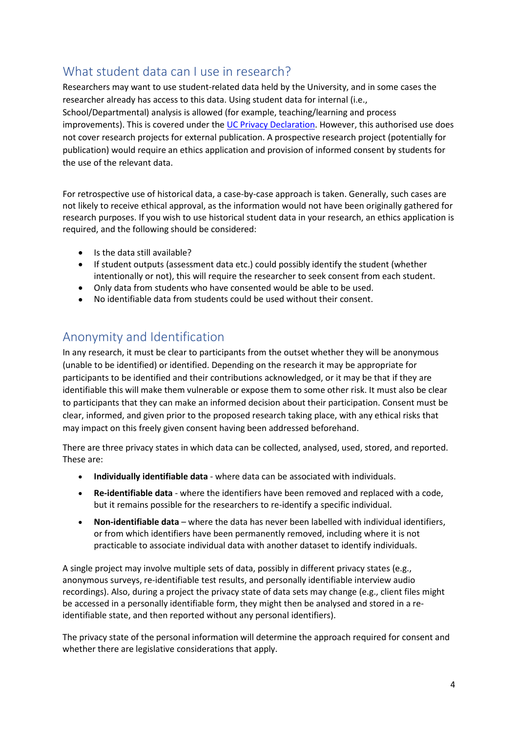## What student data can I use in research?

Researchers may want to use student-related data held by the University, and in some cases the researcher already has access to this data. Using student data for internal (i.e., School/Departmental) analysis is allowed (for example, teaching/learning and process improvements). This is covered under the UC Privacy Declaration. However, this authorised use does not cover research projects for external publication. A prospective research project (potentially for publication) would require an ethics application and provision of informed consent by students for the use of the relevant data.

For retrospective use of historical data, a case-by-case approach is taken. Generally, such cases are not likely to receive ethical approval, as the information would not have been originally gathered for research purposes. If you wish to use historical student data in your research, an ethics application is required, and the following should be considered:

- Is the data still available?
- If student outputs (assessment data etc.) could possibly identify the student (whether intentionally or not), this will require the researcher to seek consent from each student.
- Only data from students who have consented would be able to be used.
- No identifiable data from students could be used without their consent.

## Anonymity and Identification

In any research, it must be clear to participants from the outset whether they will be anonymous (unable to be identified) or identified. Depending on the research it may be appropriate for participants to be identified and their contributions acknowledged, or it may be that if they are identifiable this will make them vulnerable or expose them to some other risk. It must also be clear to participants that they can make an informed decision about their participation. Consent must be clear, informed, and given prior to the proposed research taking place, with any ethical risks that may impact on this freely given consent having been addressed beforehand.

There are three privacy states in which data can be collected, analysed, used, stored, and reported. These are:

- **Individually identifiable data** - where data can be associated with individuals.
- **Re-identifiable data** - where the identifiers have been removed and replaced with a code, but it remains possible for the researchers to re-identify a specific individual.
- **Non-identifiable data** – where the data has never been labelled with individual identifiers, or from which identifiers have been permanently removed, including where it is not practicable to associate individual data with another dataset to identify individuals.

A single project may involve multiple sets of data, possibly in different privacy states (e.g., anonymous surveys, re-identifiable test results, and personally identifiable interview audio recordings). Also, during a project the privacy state of data sets may change (e.g., client files might be accessed in a personally identifiable form, they might then be analysed and stored in a re-identifiable state, and then reported without any personal identifiers).

The privacy state of the personal information will determine the approach required for consent and whether there are legislative considerations that apply.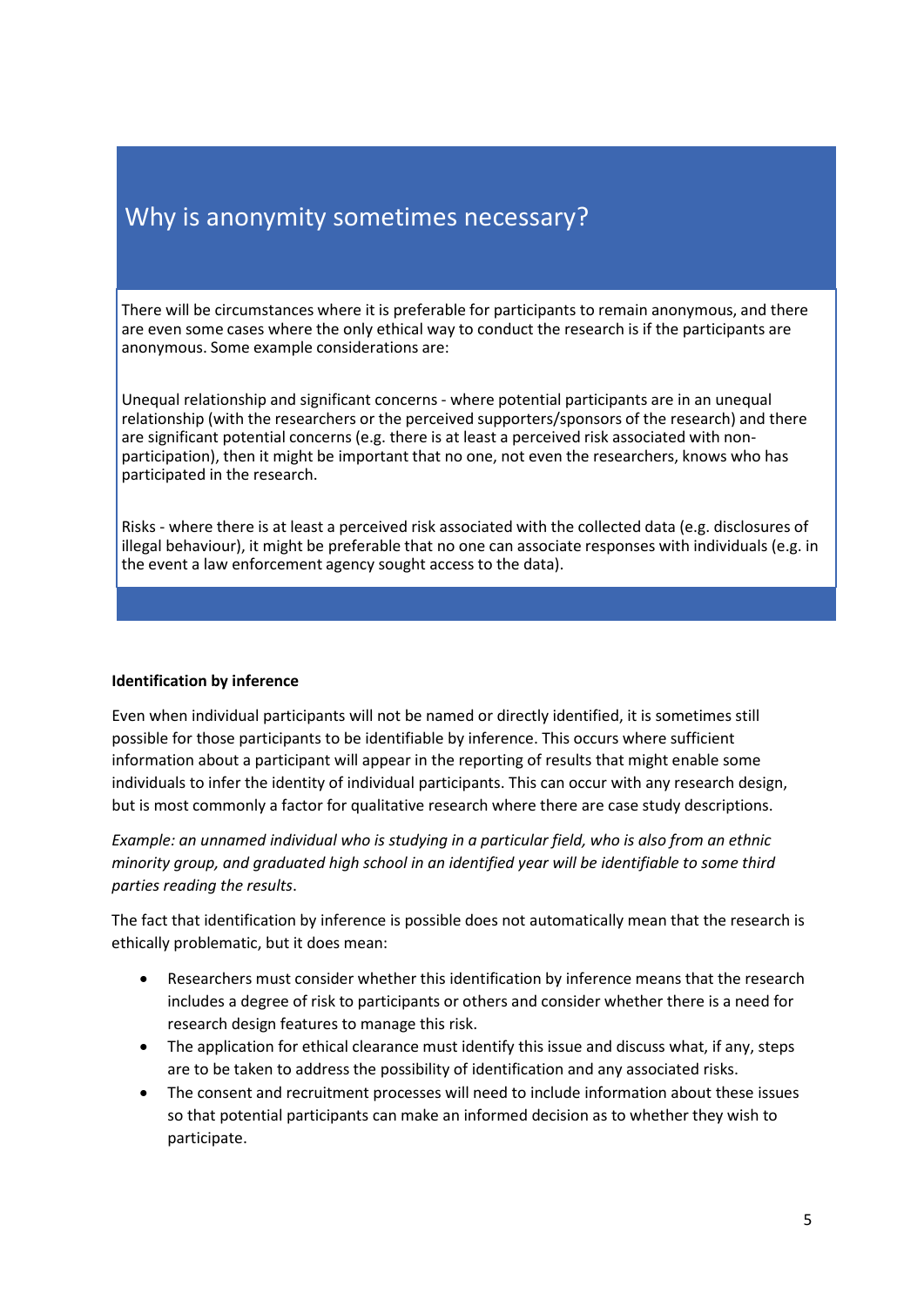## Why is anonymity sometimes necessary?

There will be circumstances where it is preferable for participants to remain anonymous, and there are even some cases where the only ethical way to conduct the research is if the participants are anonymous. Some example considerations are:

Unequal relationship and significant concerns - where potential participants are in an unequal relationship (with the researchers or the perceived supporters/sponsors of the research) and there are significant potential concerns (e.g. there is at least a perceived risk associated with non-participation), then it might be important that no one, not even the researchers, knows who has participated in the research.

Risks - where there is at least a perceived risk associated with the collected data (e.g. disclosures of illegal behaviour), it might be preferable that no one can associate responses with individuals (e.g. in the event a law enforcement agency sought access to the data).

**Identification by inference**

Even when individual participants will not be named or directly identified, it is sometimes still possible for those participants to be identifiable by inference. This occurs where sufficient information about a participant will appear in the reporting of results that might enable some individuals to infer the identity of individual participants. This can occur with any research design, but is most commonly a factor for qualitative research where there are case study descriptions.

*Example: an unnamed individual who is studying in a particular field, who is also from an ethnic minority group, and graduated high school in an identified year will be identifiable to some third parties reading the results*.

The fact that identification by inference is possible does not automatically mean that the research is ethically problematic, but it does mean:

- Researchers must consider whether this identification by inference means that the research includes a degree of risk to participants or others and consider whether there is a need for research design features to manage this risk.
- The application for ethical clearance must identify this issue and discuss what, if any, steps are to be taken to address the possibility of identification and any associated risks.
- The consent and recruitment processes will need to include information about these issues so that potential participants can make an informed decision as to whether they wish to participate.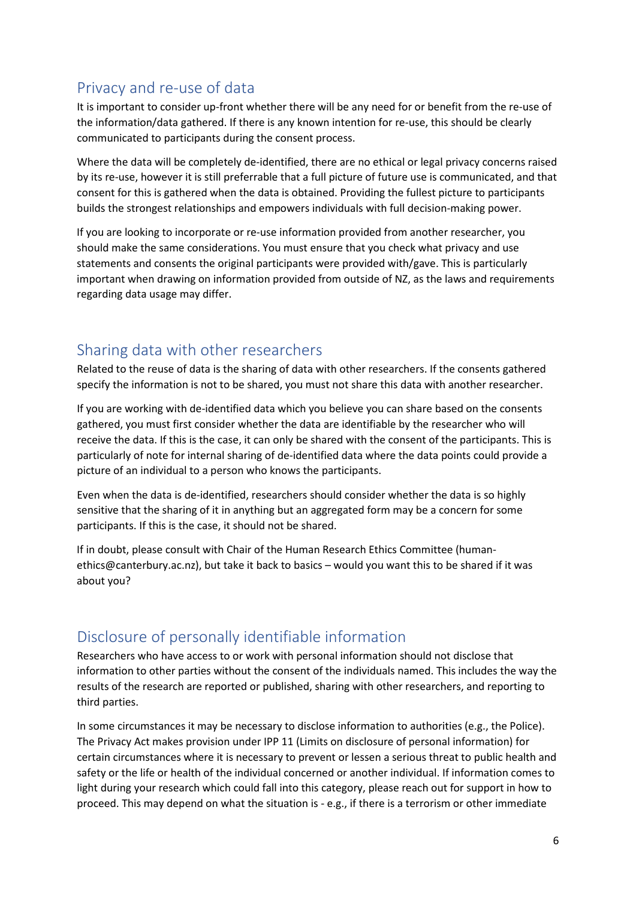## Privacy and re-use of data

It is important to consider up-front whether there will be any need for or benefit from the re-use of the information/data gathered. If there is any known intention for re-use, this should be clearly communicated to participants during the consent process.

Where the data will be completely de-identified, there are no ethical or legal privacy concerns raised by its re-use, however it is still preferrable that a full picture of future use is communicated, and that consent for this is gathered when the data is obtained. Providing the fullest picture to participants builds the strongest relationships and empowers individuals with full decision-making power.

If you are looking to incorporate or re-use information provided from another researcher, you should make the same considerations. You must ensure that you check what privacy and use statements and consents the original participants were provided with/gave. This is particularly important when drawing on information provided from outside of NZ, as the laws and requirements regarding data usage may differ.

## Sharing data with other researchers

Related to the reuse of data is the sharing of data with other researchers. If the consents gathered specify the information is not to be shared, you must not share this data with another researcher.

If you are working with de-identified data which you believe you can share based on the consents gathered, you must first consider whether the data are identifiable by the researcher who will receive the data. If this is the case, it can only be shared with the consent of the participants. This is particularly of note for internal sharing of de-identified data where the data points could provide a picture of an individual to a person who knows the participants.

Even when the data is de-identified, researchers should consider whether the data is so highly sensitive that the sharing of it in anything but an aggregated form may be a concern for some participants. If this is the case, it should not be shared.

If in doubt, please consult with Chair of the Human Research Ethics Committee (human-ethics@canterbury.ac.nz), but take it back to basics – would you want this to be shared if it was about you?

## Disclosure of personally identifiable information

Researchers who have access to or work with personal information should not disclose that information to other parties without the consent of the individuals named. This includes the way the results of the research are reported or published, sharing with other researchers, and reporting to third parties.

In some circumstances it may be necessary to disclose information to authorities (e.g., the Police). The Privacy Act makes provision under IPP 11 (Limits on disclosure of personal information) for certain circumstances where it is necessary to prevent or lessen a serious threat to public health and safety or the life or health of the individual concerned or another individual. If information comes to light during your research which could fall into this category, please reach out for support in how to proceed. This may depend on what the situation is - e.g., if there is a terrorism or other immediate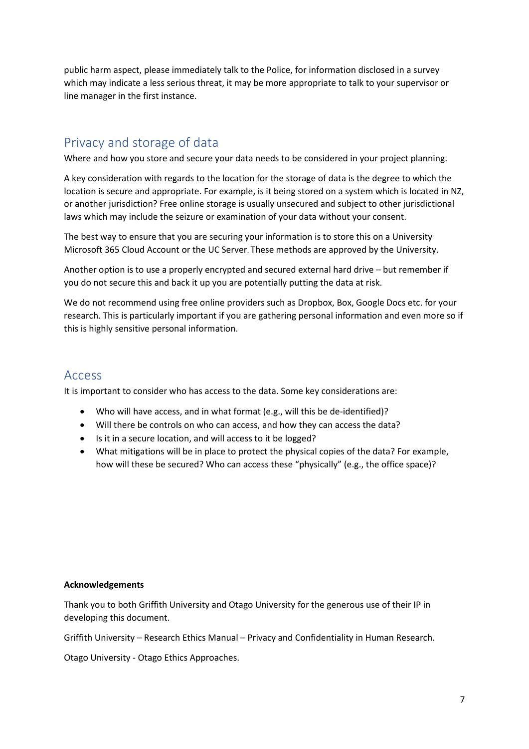public harm aspect, please immediately talk to the Police, for information disclosed in a survey which may indicate a less serious threat, it may be more appropriate to talk to your supervisor or line manager in the first instance.

## Privacy and storage of data

Where and how you store and secure your data needs to be considered in your project planning.

A key consideration with regards to the location for the storage of data is the degree to which the location is secure and appropriate. For example, is it being stored on a system which is located in NZ, or another jurisdiction? Free online storage is usually unsecured and subject to other jurisdictional laws which may include the seizure or examination of your data without your consent.

The best way to ensure that you are securing your information is to store this on a University Microsoft 365 Cloud Account or the UC Server. These methods are approved by the University.

Another option is to use a properly encrypted and secured external hard drive – but remember if you do not secure this and back it up you are potentially putting the data at risk.

We do not recommend using free online providers such as Dropbox, Box, Google Docs etc. for your research. This is particularly important if you are gathering personal information and even more so if this is highly sensitive personal information.

## Access

It is important to consider who has access to the data. Some key considerations are:

- Who will have access, and in what format (e.g., will this be de-identified)?
- Will there be controls on who can access, and how they can access the data?
- Is it in a secure location, and will access to it be logged?
- What mitigations will be in place to protect the physical copies of the data? For example, how will these be secured? Who can access these "physically" (e.g., the office space)?

**Acknowledgements**

Thank you to both Griffith University and Otago University for the generous use of their IP in developing this document.

Griffith University – Research Ethics Manual – Privacy and Confidentiality in Human Research.

Otago University - Otago Ethics Approaches.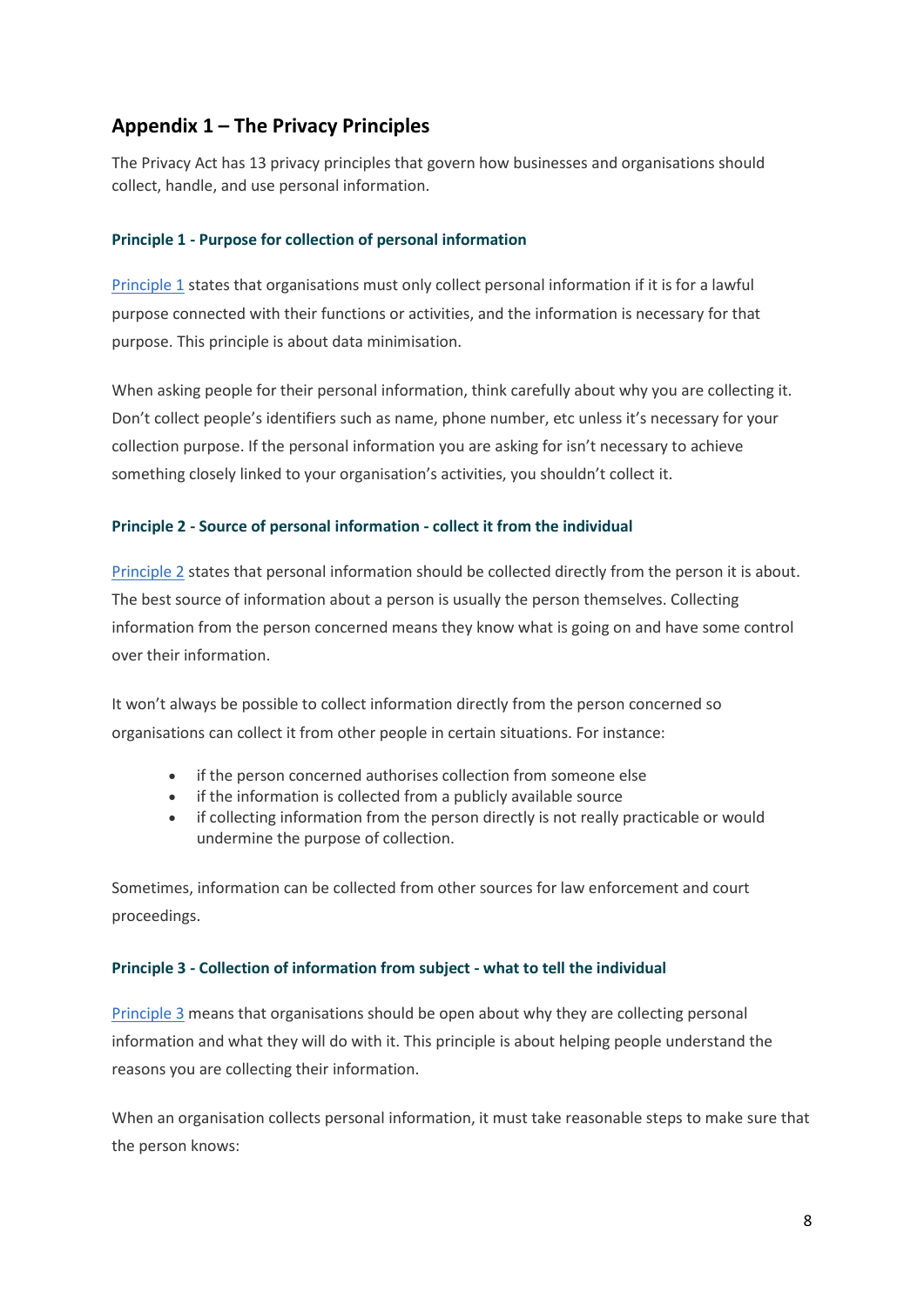## Appendix 1 – The Privacy Principles

The Privacy Act has 13 privacy principles that govern how businesses and organisations should collect, handle, and use personal information.

### Principle 1 - Purpose for collection of personal information

Principle 1 states that organisations must only collect personal information if it is for a lawful purpose connected with their functions or activities, and the information is necessary for that purpose. This principle is about data minimisation.

When asking people for their personal information, think carefully about why you are collecting it. Don't collect people's identifiers such as name, phone number, etc unless it's necessary for your collection purpose. If the personal information you are asking for isn't necessary to achieve something closely linked to your organisation's activities, you shouldn't collect it.

### Principle 2 - Source of personal information - collect it from the individual

Principle 2 states that personal information should be collected directly from the person it is about. The best source of information about a person is usually the person themselves. Collecting information from the person concerned means they know what is going on and have some control over their information.

It won't always be possible to collect information directly from the person concerned so organisations can collect it from other people in certain situations. For instance:

- if the person concerned authorises collection from someone else
- if the information is collected from a publicly available source
- if collecting information from the person directly is not really practicable or would undermine the purpose of collection.

Sometimes, information can be collected from other sources for law enforcement and court proceedings.

### Principle 3 - Collection of information from subject - what to tell the individual

Principle 3 means that organisations should be open about why they are collecting personal information and what they will do with it. This principle is about helping people understand the reasons you are collecting their information.

When an organisation collects personal information, it must take reasonable steps to make sure that the person knows: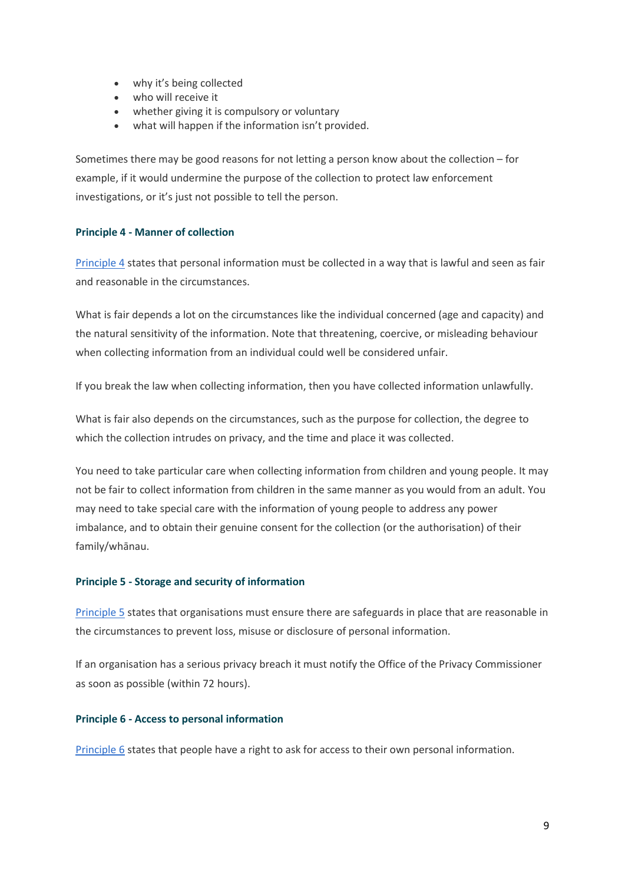- why it's being collected
- who will receive it
- whether giving it is compulsory or voluntary
- what will happen if the information isn't provided.

Sometimes there may be good reasons for not letting a person know about the collection – for example, if it would undermine the purpose of the collection to protect law enforcement investigations, or it's just not possible to tell the person.

### Principle 4 - Manner of collection

Principle 4 states that personal information must be collected in a way that is lawful and seen as fair and reasonable in the circumstances.

What is fair depends a lot on the circumstances like the individual concerned (age and capacity) and the natural sensitivity of the information. Note that threatening, coercive, or misleading behaviour when collecting information from an individual could well be considered unfair.

If you break the law when collecting information, then you have collected information unlawfully.

What is fair also depends on the circumstances, such as the purpose for collection, the degree to which the collection intrudes on privacy, and the time and place it was collected.

You need to take particular care when collecting information from children and young people. It may not be fair to collect information from children in the same manner as you would from an adult. You may need to take special care with the information of young people to address any power imbalance, and to obtain their genuine consent for the collection (or the authorisation) of their family/whānau.

### Principle 5 - Storage and security of information

Principle 5 states that organisations must ensure there are safeguards in place that are reasonable in the circumstances to prevent loss, misuse or disclosure of personal information.

If an organisation has a serious privacy breach it must notify the Office of the Privacy Commissioner as soon as possible (within 72 hours).

### Principle 6 - Access to personal information

Principle 6 states that people have a right to ask for access to their own personal information.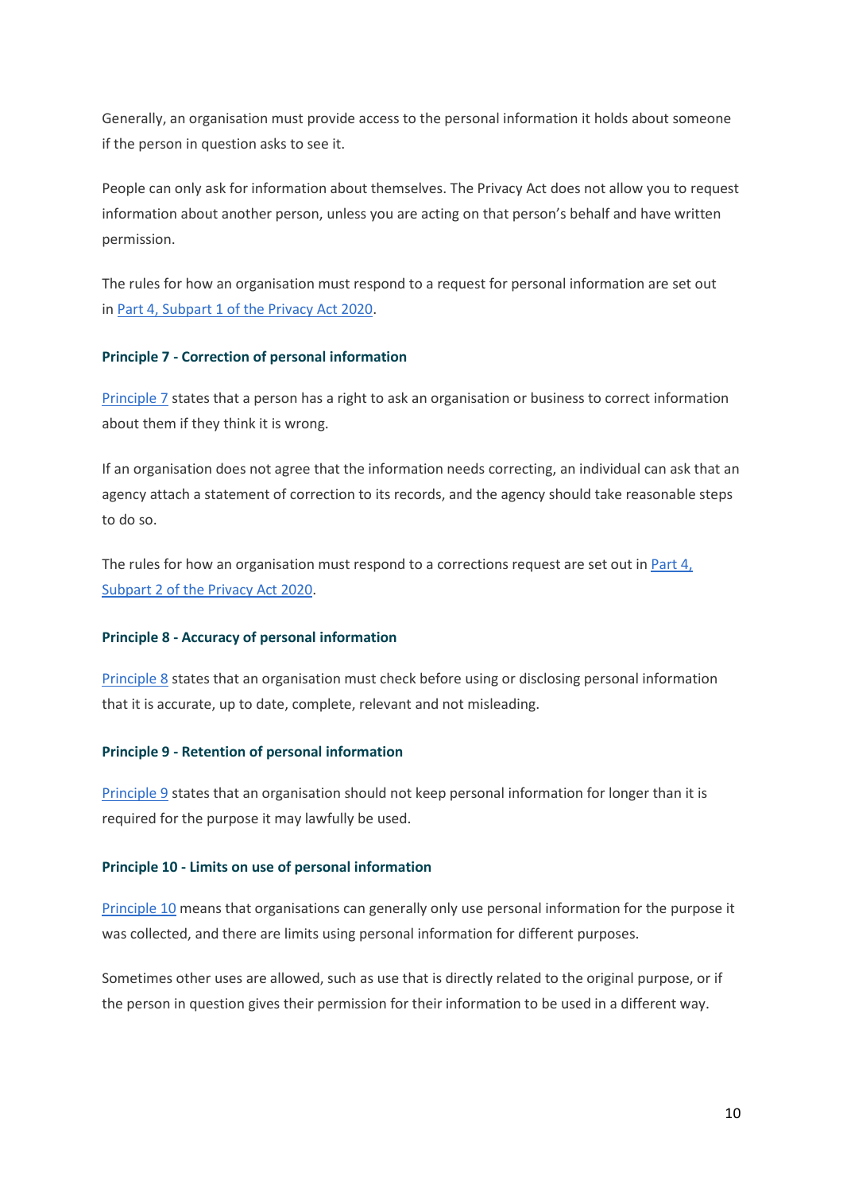Generally, an organisation must provide access to the personal information it holds about someone if the person in question asks to see it.

People can only ask for information about themselves. The Privacy Act does not allow you to request information about another person, unless you are acting on that person's behalf and have written permission.

The rules for how an organisation must respond to a request for personal information are set out in Part 4, Subpart 1 of the Privacy Act 2020.

### Principle 7 - Correction of personal information

Principle 7 states that a person has a right to ask an organisation or business to correct information about them if they think it is wrong.

If an organisation does not agree that the information needs correcting, an individual can ask that an agency attach a statement of correction to its records, and the agency should take reasonable steps to do so.

The rules for how an organisation must respond to a corrections request are set out in Part 4, Subpart 2 of the Privacy Act 2020.

### Principle 8 - Accuracy of personal information

Principle 8 states that an organisation must check before using or disclosing personal information that it is accurate, up to date, complete, relevant and not misleading.

### Principle 9 - Retention of personal information

Principle 9 states that an organisation should not keep personal information for longer than it is required for the purpose it may lawfully be used.

### Principle 10 - Limits on use of personal information

Principle 10 means that organisations can generally only use personal information for the purpose it was collected, and there are limits using personal information for different purposes.

Sometimes other uses are allowed, such as use that is directly related to the original purpose, or if the person in question gives their permission for their information to be used in a different way.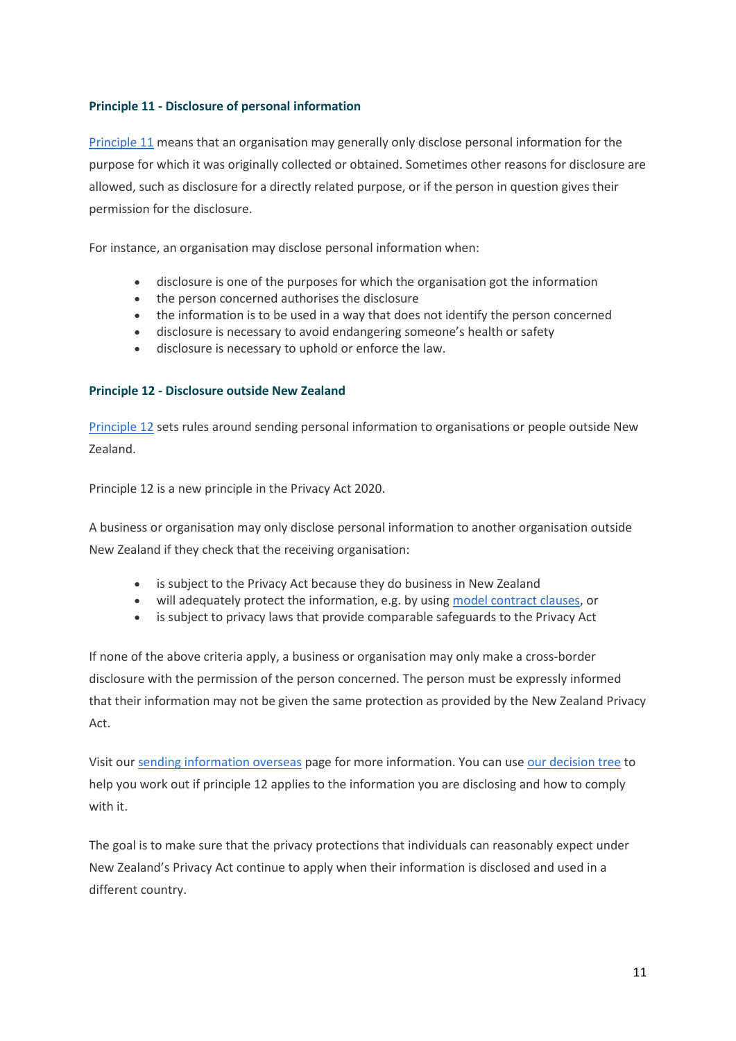### Principle 11 - Disclosure of personal information

Principle 11 means that an organisation may generally only disclose personal information for the purpose for which it was originally collected or obtained. Sometimes other reasons for disclosure are allowed, such as disclosure for a directly related purpose, or if the person in question gives their permission for the disclosure.

For instance, an organisation may disclose personal information when:

- disclosure is one of the purposes for which the organisation got the information
- the person concerned authorises the disclosure
- the information is to be used in a way that does not identify the person concerned
- disclosure is necessary to avoid endangering someone's health or safety
- disclosure is necessary to uphold or enforce the law.

### Principle 12 - Disclosure outside New Zealand

Principle 12 sets rules around sending personal information to organisations or people outside New Zealand.

Principle 12 is a new principle in the Privacy Act 2020.

A business or organisation may only disclose personal information to another organisation outside New Zealand if they check that the receiving organisation:

- is subject to the Privacy Act because they do business in New Zealand
- will adequately protect the information, e.g. by using model contract clauses, or
- is subject to privacy laws that provide comparable safeguards to the Privacy Act

If none of the above criteria apply, a business or organisation may only make a cross-border disclosure with the permission of the person concerned. The person must be expressly informed that their information may not be given the same protection as provided by the New Zealand Privacy Act.

Visit our sending information overseas page for more information. You can use our decision tree to help you work out if principle 12 applies to the information you are disclosing and how to comply with it.

The goal is to make sure that the privacy protections that individuals can reasonably expect under New Zealand's Privacy Act continue to apply when their information is disclosed and used in a different country.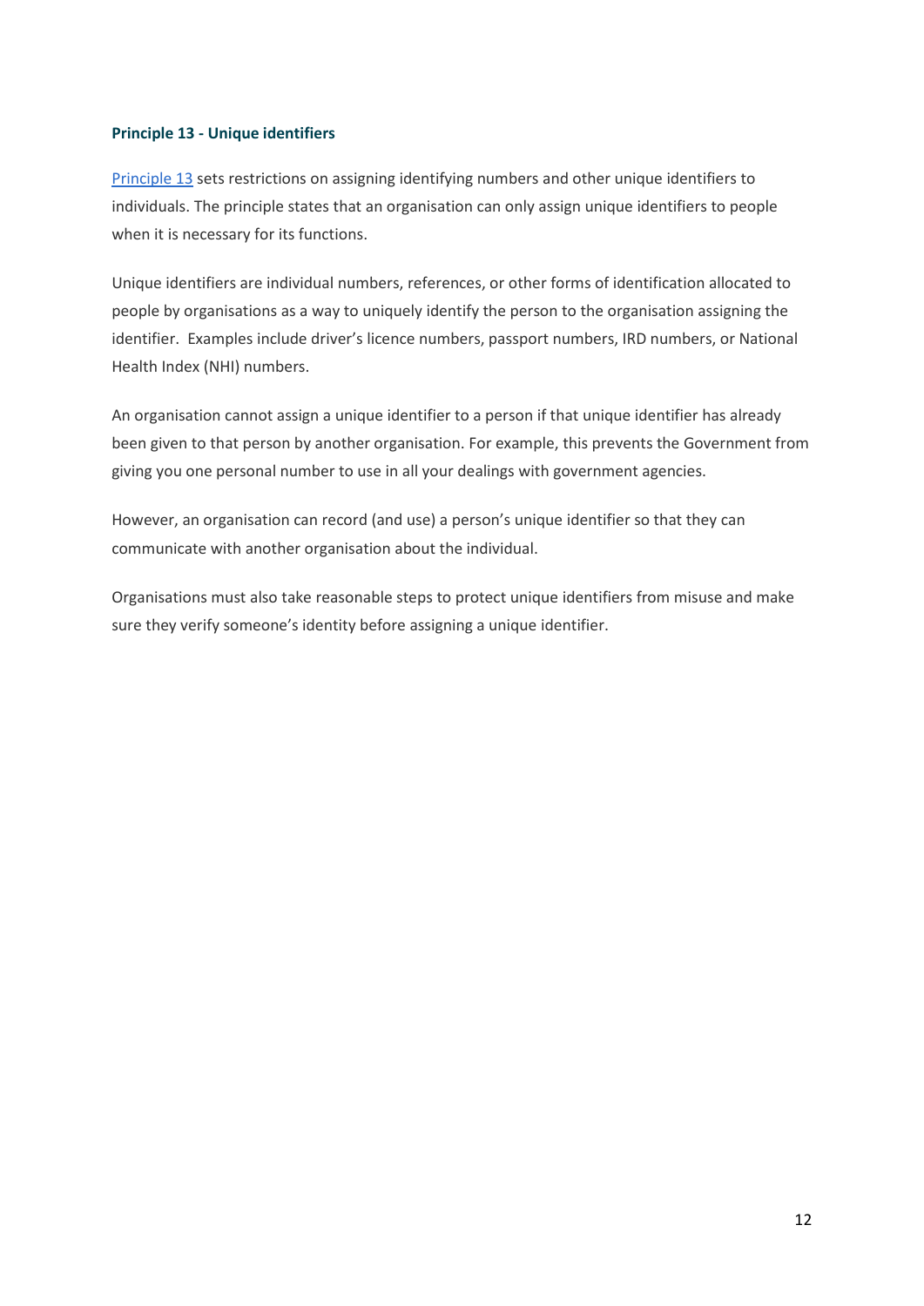#### Principle 13 - Unique identifiers

Principle 13 sets restrictions on assigning identifying numbers and other unique identifiers to individuals. The principle states that an organisation can only assign unique identifiers to people when it is necessary for its functions.

Unique identifiers are individual numbers, references, or other forms of identification allocated to people by organisations as a way to uniquely identify the person to the organisation assigning the identifier. Examples include driver's licence numbers, passport numbers, IRD numbers, or National Health Index (NHI) numbers.

An organisation cannot assign a unique identifier to a person if that unique identifier has already been given to that person by another organisation. For example, this prevents the Government from giving you one personal number to use in all your dealings with government agencies.

However, an organisation can record (and use) a person's unique identifier so that they can communicate with another organisation about the individual.

Organisations must also take reasonable steps to protect unique identifiers from misuse and make sure they verify someone's identity before assigning a unique identifier.